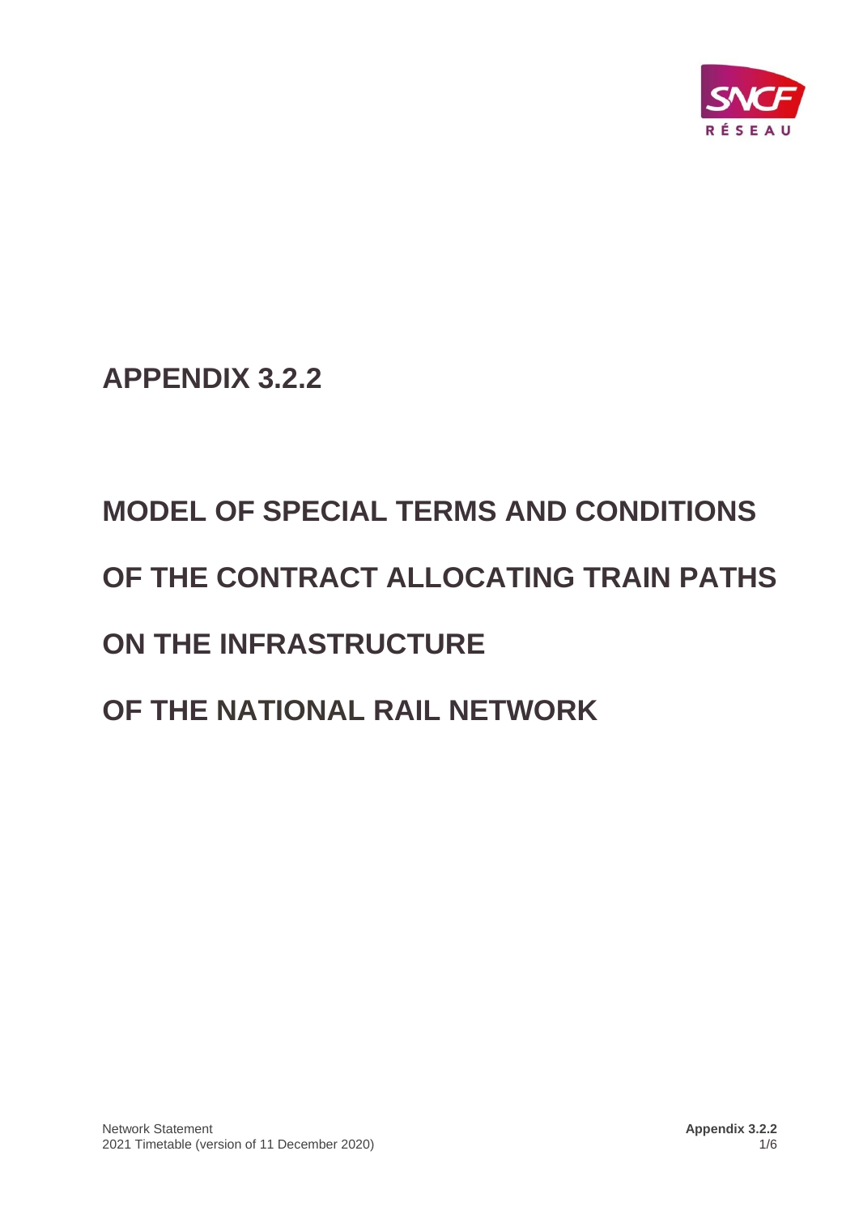# APPENDIX 3.2.2

# MODEL OF SPECIAL TERMS AND CONDITIONS OF THE CONTRACT ALLOCATING TRAIN PATHS ON THE INFRASTRUCTURE OF THE NATIONAL RAIL NETWORK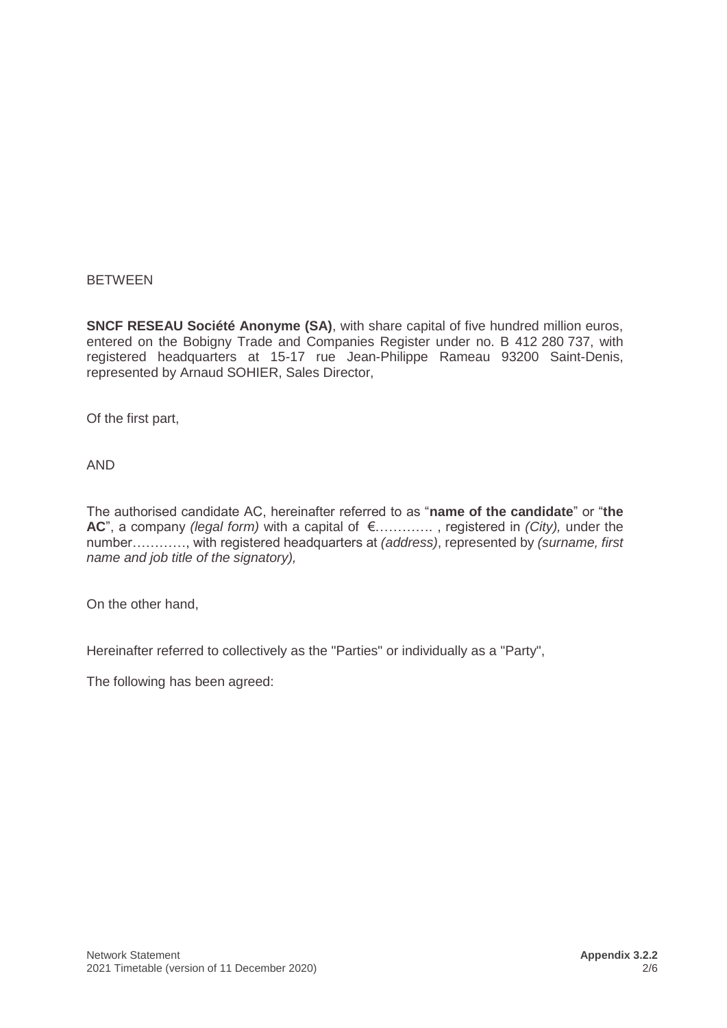BETWEEN

**SNCF RESEAU Société Anonyme (SA)**, with share capital of five hundred million euros, entered on the Bobigny Trade and Companies Register under no. B 412 280 737, with registered headquarters at 15-17 rue Jean-Philippe Rameau 93200 Saint-Denis, represented by Arnaud SOHIER, Sales Director,

Of the first part,

AND

The authorised candidate AC, hereinafter referred to as "**name of the candidate**" or "**the AC**", a company *(legal form)* with a capital of €…………. , registered in *(City),* under the number…………, with registered headquarters at *(address)*, represented by *(surname, first name and job title of the signatory),*

On the other hand,

Hereinafter referred to collectively as the "Parties" or individually as a "Party",

The following has been agreed: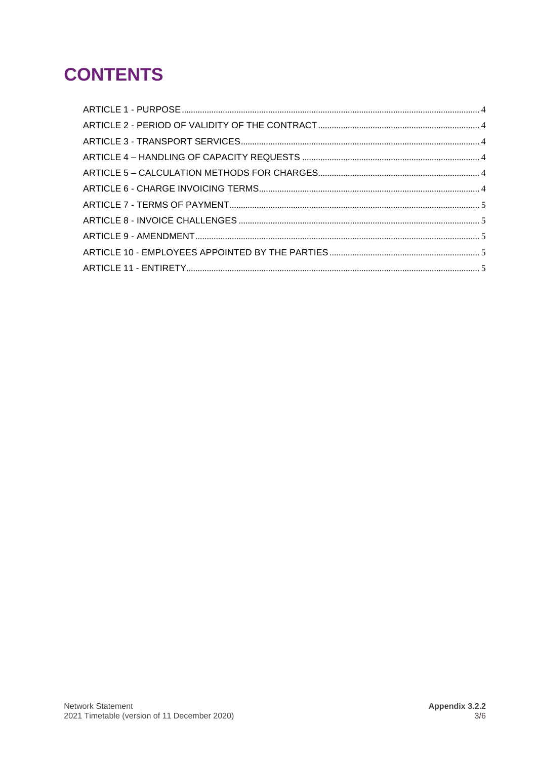# CONTENTS

ARTICLE 1 - PURPOSE .......... 4
ARTICLE 2 - PERIOD OF VALIDITY OF THE CONTRACT .......... 4
ARTICLE 3 - TRANSPORT SERVICES .......... 4
ARTICLE 4 – HANDLING OF CAPACITY REQUESTS .......... 4
ARTICLE 5 – CALCULATION METHODS FOR CHARGES .......... 4
ARTICLE 6 - CHARGE INVOICING TERMS .......... 4
ARTICLE 7 - TERMS OF PAYMENT .......... 5
ARTICLE 8 - INVOICE CHALLENGES .......... 5
ARTICLE 9 - AMENDMENT .......... 5
ARTICLE 10 - EMPLOYEES APPOINTED BY THE PARTIES .......... 5
ARTICLE 11 - ENTIRETY .......... 5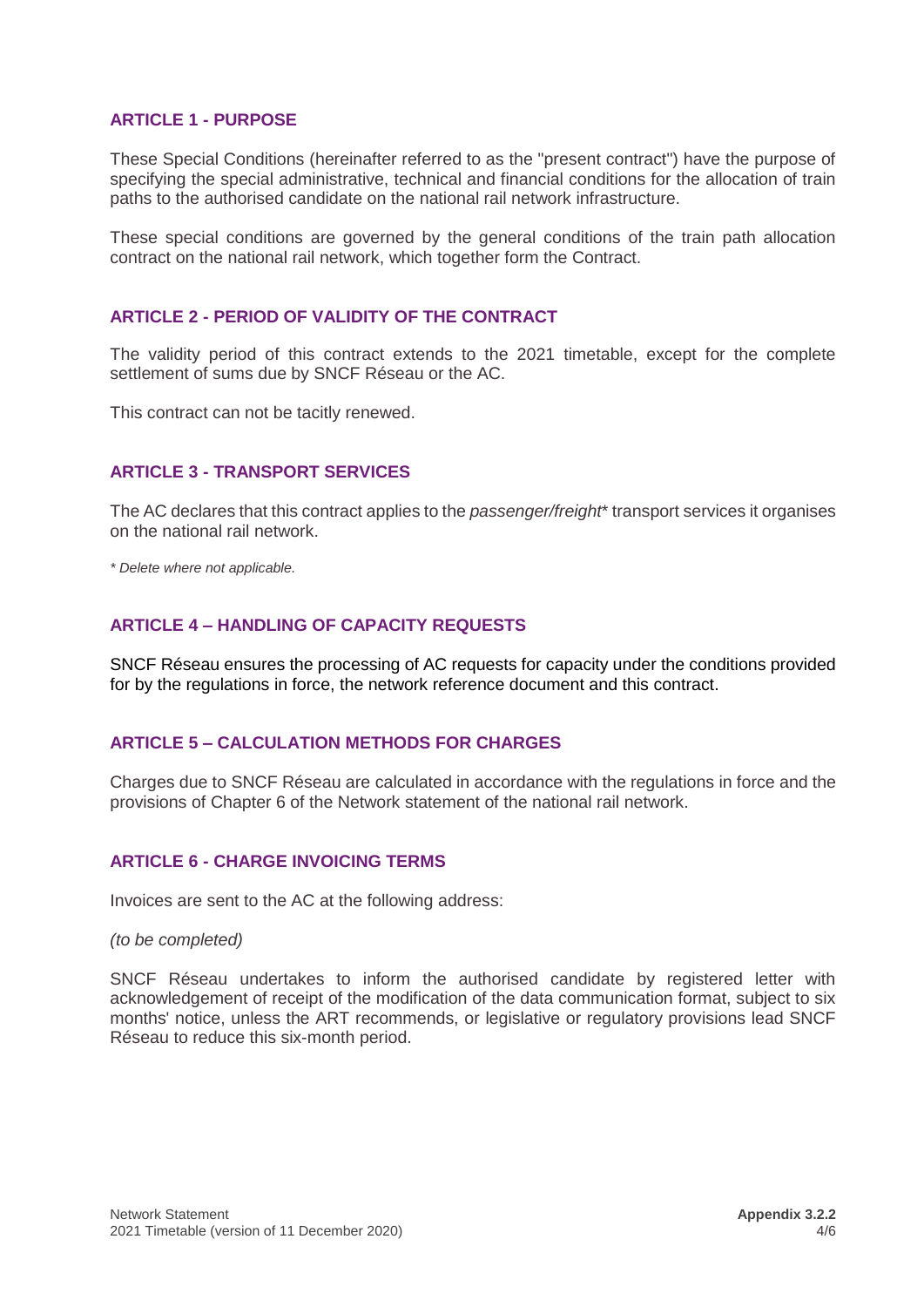## ARTICLE 1 - PURPOSE

These Special Conditions (hereinafter referred to as the "present contract") have the purpose of specifying the special administrative, technical and financial conditions for the allocation of train paths to the authorised candidate on the national rail network infrastructure.

These special conditions are governed by the general conditions of the train path allocation contract on the national rail network, which together form the Contract.

## ARTICLE 2 - PERIOD OF VALIDITY OF THE CONTRACT

The validity period of this contract extends to the 2021 timetable, except for the complete settlement of sums due by SNCF Réseau or the AC.

This contract can not be tacitly renewed.

## ARTICLE 3 - TRANSPORT SERVICES

The AC declares that this contract applies to the *passenger/freight** transport services it organises on the national rail network.

*\* Delete where not applicable.*

## ARTICLE 4 – HANDLING OF CAPACITY REQUESTS

SNCF Réseau ensures the processing of AC requests for capacity under the conditions provided for by the regulations in force, the network reference document and this contract.

## ARTICLE 5 – CALCULATION METHODS FOR CHARGES

Charges due to SNCF Réseau are calculated in accordance with the regulations in force and the provisions of Chapter 6 of the Network statement of the national rail network.

## ARTICLE 6 - CHARGE INVOICING TERMS

Invoices are sent to the AC at the following address:

*(to be completed)*

SNCF Réseau undertakes to inform the authorised candidate by registered letter with acknowledgement of receipt of the modification of the data communication format, subject to six months' notice, unless the ART recommends, or legislative or regulatory provisions lead SNCF Réseau to reduce this six-month period.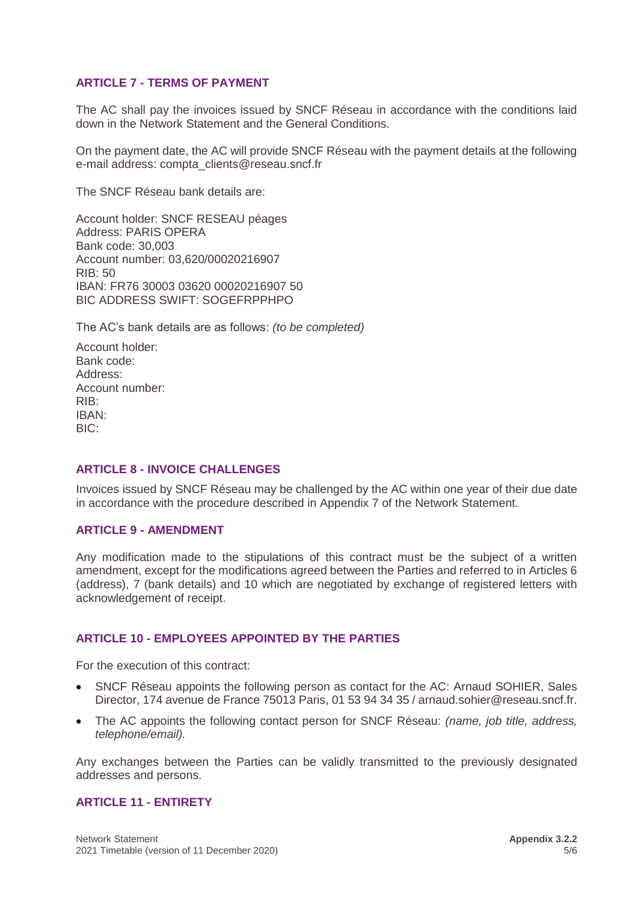## ARTICLE 7 - TERMS OF PAYMENT

The AC shall pay the invoices issued by SNCF Réseau in accordance with the conditions laid down in the Network Statement and the General Conditions.

On the payment date, the AC will provide SNCF Réseau with the payment details at the following e-mail address: compta_clients@reseau.sncf.fr

The SNCF Réseau bank details are:

Account holder: SNCF RESEAU péages
Address: PARIS OPERA
Bank code: 30,003
Account number: 03,620/00020216907
RIB: 50
IBAN: FR76 30003 03620 00020216907 50
BIC ADDRESS SWIFT: SOGEFRPPHPO

The AC's bank details are as follows: *(to be completed)*

Account holder:
Bank code:
Address:
Account number:
RIB:
IBAN:
BIC:

## ARTICLE 8 - INVOICE CHALLENGES

Invoices issued by SNCF Réseau may be challenged by the AC within one year of their due date in accordance with the procedure described in Appendix 7 of the Network Statement.

## ARTICLE 9 - AMENDMENT

Any modification made to the stipulations of this contract must be the subject of a written amendment, except for the modifications agreed between the Parties and referred to in Articles 6 (address), 7 (bank details) and 10 which are negotiated by exchange of registered letters with acknowledgement of receipt.

## ARTICLE 10 - EMPLOYEES APPOINTED BY THE PARTIES

For the execution of this contract:

- SNCF Réseau appoints the following person as contact for the AC: Arnaud SOHIER, Sales Director, 174 avenue de France 75013 Paris, 01 53 94 34 35 / arnaud.sohier@reseau.sncf.fr.
- The AC appoints the following contact person for SNCF Réseau: *(name, job title, address, telephone/email).*

Any exchanges between the Parties can be validly transmitted to the previously designated addresses and persons.

## ARTICLE 11 - ENTIRETY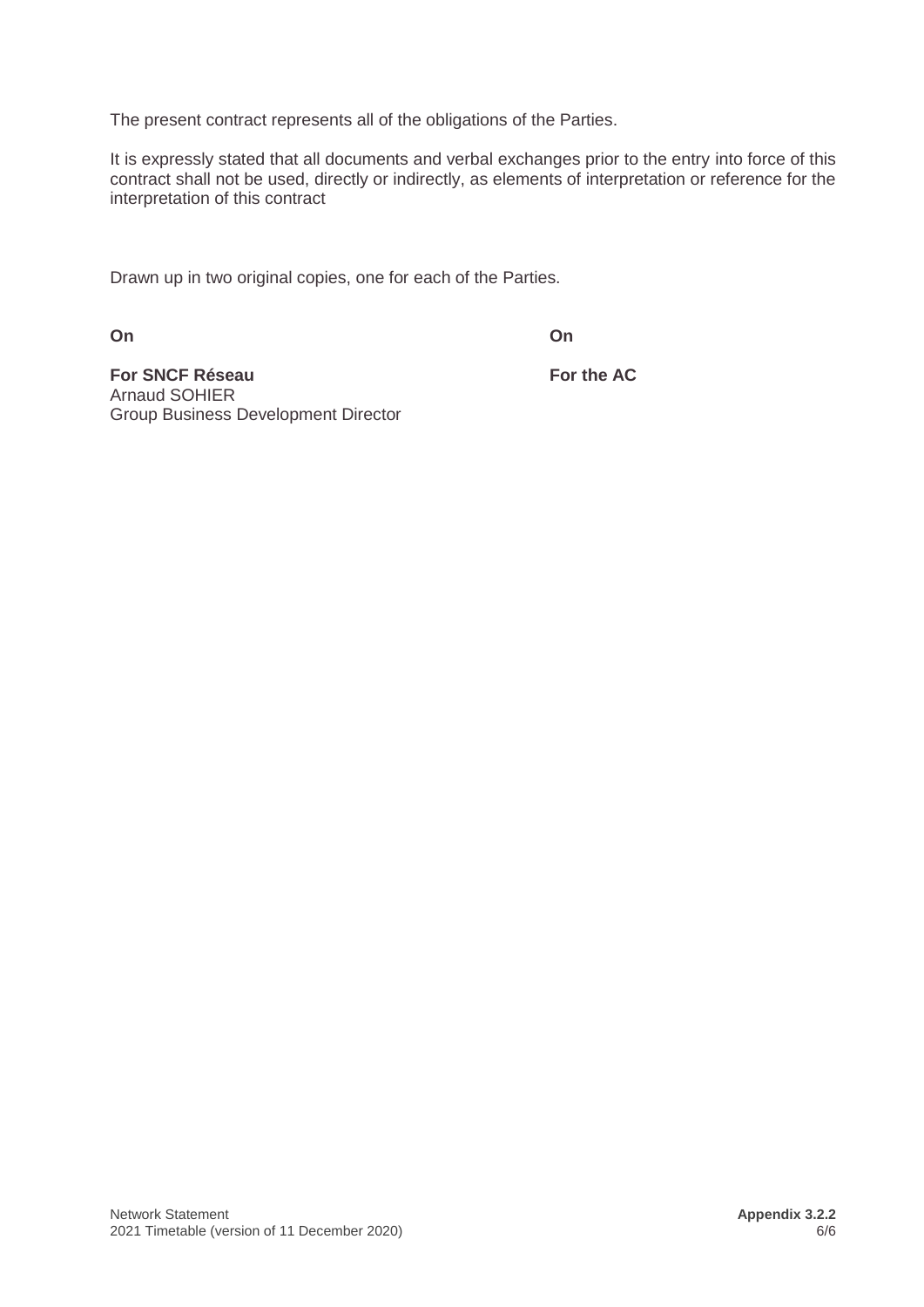The present contract represents all of the obligations of the Parties.

It is expressly stated that all documents and verbal exchanges prior to the entry into force of this contract shall not be used, directly or indirectly, as elements of interpretation or reference for the interpretation of this contract

Drawn up in two original copies, one for each of the Parties.

**On**

**For SNCF Réseau**
Arnaud SOHIER
Group Business Development Director

**On**

**For the AC**